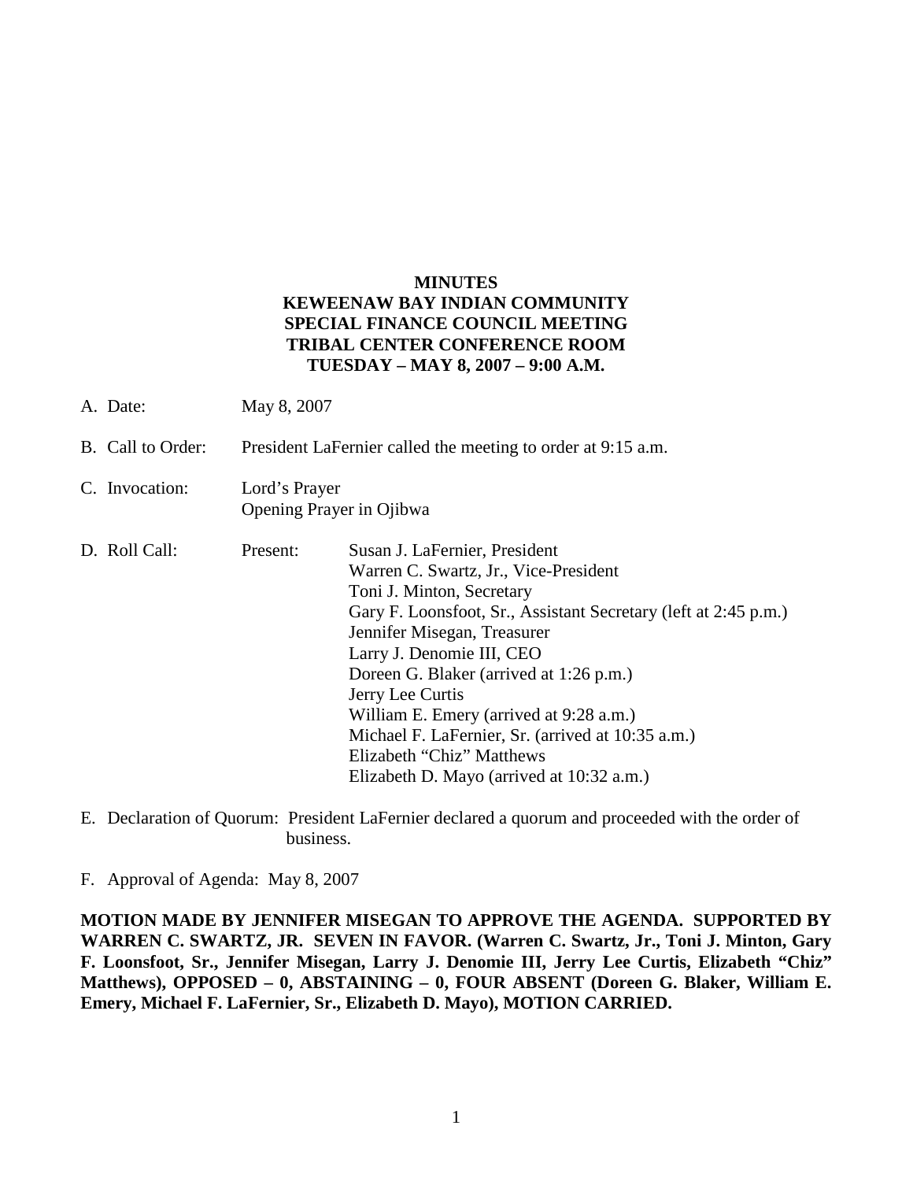# MINUTES
# KEWEENAW BAY INDIAN COMMUNITY
# SPECIAL FINANCE COUNCIL MEETING
# TRIBAL CENTER CONFERENCE ROOM
# TUESDAY – MAY 8, 2007 – 9:00 A.M.

A. Date: May 8, 2007

B. Call to Order: President LaFernier called the meeting to order at 9:15 a.m.

C. Invocation: Lord's Prayer
Opening Prayer in Ojibwa

D. Roll Call: Present:
- Susan J. LaFernier, President
- Warren C. Swartz, Jr., Vice-President
- Toni J. Minton, Secretary
- Gary F. Loonsfoot, Sr., Assistant Secretary (left at 2:45 p.m.)
- Jennifer Misegan, Treasurer
- Larry J. Denomie III, CEO
- Doreen G. Blaker (arrived at 1:26 p.m.)
- Jerry Lee Curtis
- William E. Emery (arrived at 9:28 a.m.)
- Michael F. LaFernier, Sr. (arrived at 10:35 a.m.)
- Elizabeth "Chiz" Matthews
- Elizabeth D. Mayo (arrived at 10:32 a.m.)

E. Declaration of Quorum: President LaFernier declared a quorum and proceeded with the order of business.

F. Approval of Agenda: May 8, 2007

**MOTION MADE BY JENNIFER MISEGAN TO APPROVE THE AGENDA. SUPPORTED BY WARREN C. SWARTZ, JR. SEVEN IN FAVOR. (Warren C. Swartz, Jr., Toni J. Minton, Gary F. Loonsfoot, Sr., Jennifer Misegan, Larry J. Denomie III, Jerry Lee Curtis, Elizabeth "Chiz" Matthews), OPPOSED – 0, ABSTAINING – 0, FOUR ABSENT (Doreen G. Blaker, William E. Emery, Michael F. LaFernier, Sr., Elizabeth D. Mayo), MOTION CARRIED.**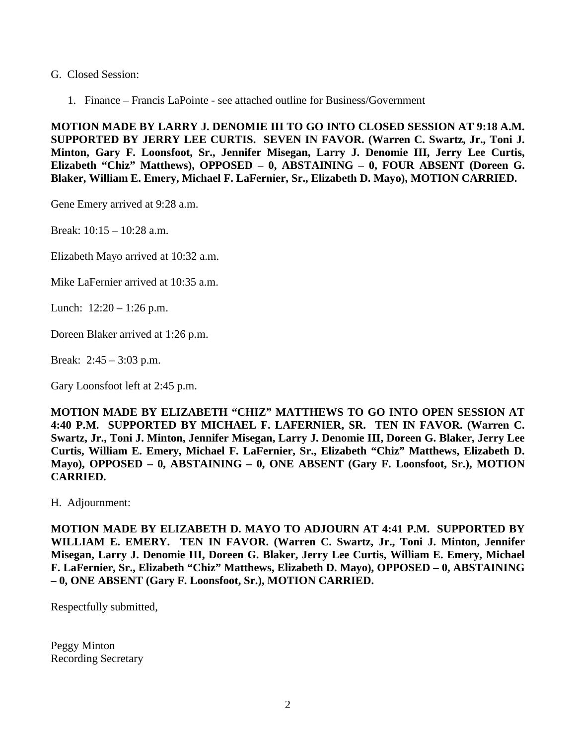G. Closed Session:

1. Finance – Francis LaPointe - see attached outline for Business/Government

**MOTION MADE BY LARRY J. DENOMIE III TO GO INTO CLOSED SESSION AT 9:18 A.M. SUPPORTED BY JERRY LEE CURTIS. SEVEN IN FAVOR. (Warren C. Swartz, Jr., Toni J. Minton, Gary F. Loonsfoot, Sr., Jennifer Misegan, Larry J. Denomie III, Jerry Lee Curtis, Elizabeth "Chiz" Matthews), OPPOSED – 0, ABSTAINING – 0, FOUR ABSENT (Doreen G. Blaker, William E. Emery, Michael F. LaFernier, Sr., Elizabeth D. Mayo), MOTION CARRIED.**

Gene Emery arrived at 9:28 a.m.

Break: 10:15 – 10:28 a.m.

Elizabeth Mayo arrived at 10:32 a.m.

Mike LaFernier arrived at 10:35 a.m.

Lunch: 12:20 – 1:26 p.m.

Doreen Blaker arrived at 1:26 p.m.

Break: 2:45 – 3:03 p.m.

Gary Loonsfoot left at 2:45 p.m.

**MOTION MADE BY ELIZABETH "CHIZ" MATTHEWS TO GO INTO OPEN SESSION AT 4:40 P.M. SUPPORTED BY MICHAEL F. LAFERNIER, SR. TEN IN FAVOR. (Warren C. Swartz, Jr., Toni J. Minton, Jennifer Misegan, Larry J. Denomie III, Doreen G. Blaker, Jerry Lee Curtis, William E. Emery, Michael F. LaFernier, Sr., Elizabeth "Chiz" Matthews, Elizabeth D. Mayo), OPPOSED – 0, ABSTAINING – 0, ONE ABSENT (Gary F. Loonsfoot, Sr.), MOTION CARRIED.**

H. Adjournment:

**MOTION MADE BY ELIZABETH D. MAYO TO ADJOURN AT 4:41 P.M. SUPPORTED BY WILLIAM E. EMERY. TEN IN FAVOR. (Warren C. Swartz, Jr., Toni J. Minton, Jennifer Misegan, Larry J. Denomie III, Doreen G. Blaker, Jerry Lee Curtis, William E. Emery, Michael F. LaFernier, Sr., Elizabeth "Chiz" Matthews, Elizabeth D. Mayo), OPPOSED – 0, ABSTAINING – 0, ONE ABSENT (Gary F. Loonsfoot, Sr.), MOTION CARRIED.**

Respectfully submitted,

Peggy Minton
Recording Secretary